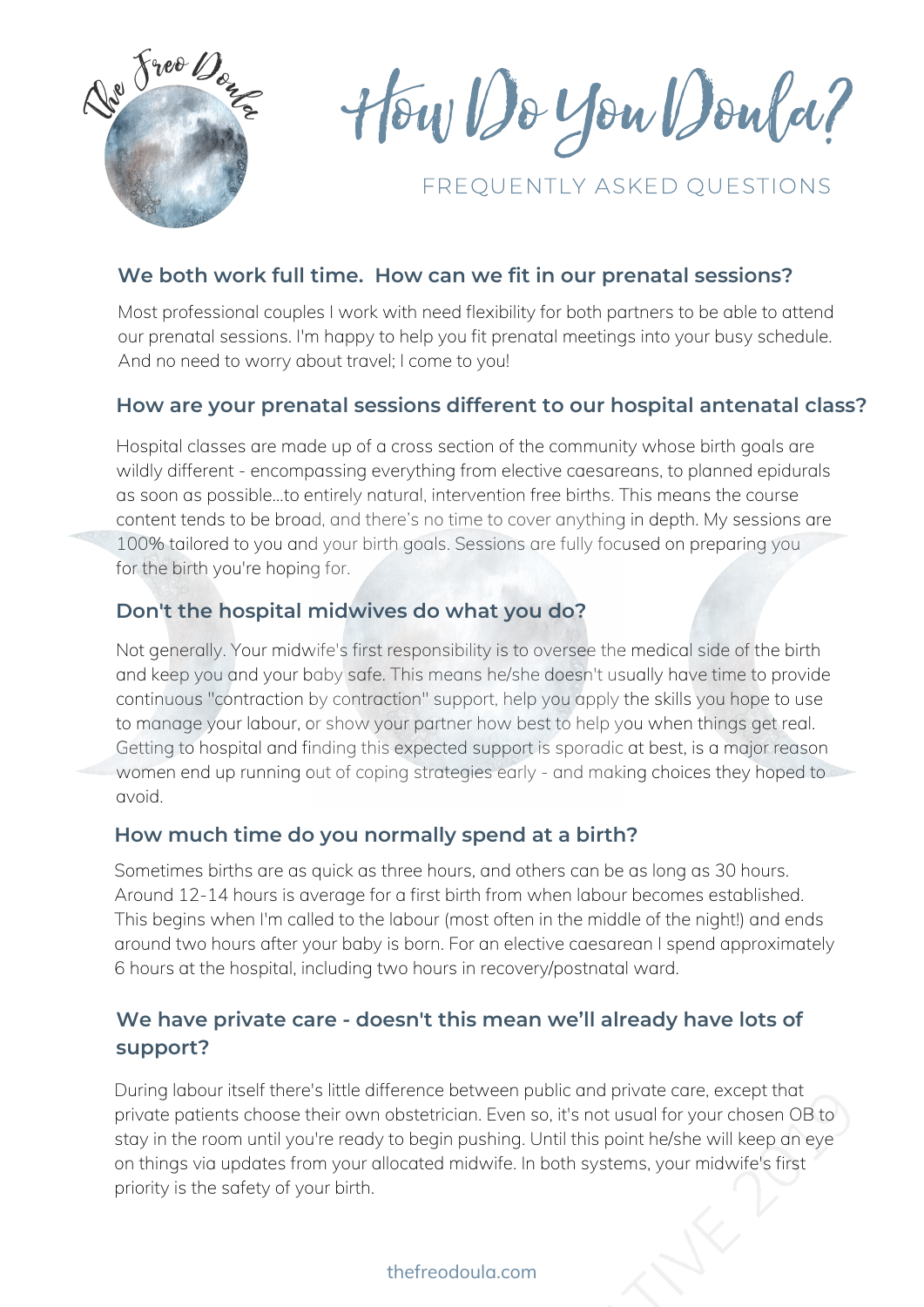# How Do You Doula?

## FREQUENTLY ASKED QUESTIONS

### We both work full time. How can we fit in our prenatal sessions?

Most professional couples I work with need flexibility for both partners to be able to attend our prenatal sessions. I'm happy to help you fit prenatal meetings into your busy schedule. And no need to worry about travel; I come to you!

### How are your prenatal sessions different to our hospital antenatal class?

Hospital classes are made up of a cross section of the community whose birth goals are wildly different - encompassing everything from elective caesareans, to planned epidurals as soon as possible...to entirely natural, intervention free births. This means the course content tends to be broad, and there's no time to cover anything in depth. My sessions are 100% tailored to you and your birth goals. Sessions are fully focused on preparing you for the birth you're hoping for.

### Don't the hospital midwives do what you do?

Not generally. Your midwife's first responsibility is to oversee the medical side of the birth and keep you and your baby safe. This means he/she doesn't usually have time to provide continuous "contraction by contraction" support, help you apply the skills you hope to use to manage your labour, or show your partner how best to help you when things get real. Getting to hospital and finding this expected support is sporadic at best, is a major reason women end up running out of coping strategies early - and making choices they hoped to avoid.

### How much time do you normally spend at a birth?

Sometimes births are as quick as three hours, and others can be as long as 30 hours. Around 12-14 hours is average for a first birth from when labour becomes established. This begins when I'm called to the labour (most often in the middle of the night!) and ends around two hours after your baby is born. For an elective caesarean I spend approximately 6 hours at the hospital, including two hours in recovery/postnatal ward.

### We have private care - doesn't this mean we'll already have lots of support?

During labour itself there's little difference between public and private care, except that private patients choose their own obstetrician. Even so, it's not usual for your chosen OB to stay in the room until you're ready to begin pushing. Until this point he/she will keep an eye on things via updates from your allocated midwife. In both systems, your midwife's first priority is the safety of your birth.

thefreodoula.com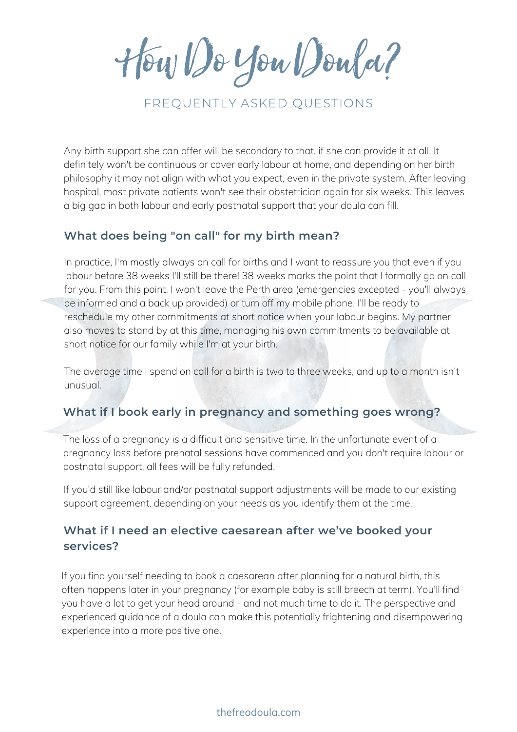# How Do You Doula?

FREQUENTLY ASKED QUESTIONS

Any birth support she can offer will be secondary to that, if she can provide it at all. It definitely won't be continuous or cover early labour at home, and depending on her birth philosophy it may not align with what you expect, even in the private system. After leaving hospital, most private patients won't see their obstetrician again for six weeks. This leaves a big gap in both labour and early postnatal support that your doula can fill.

### What does being "on call" for my birth mean?

In practice, I'm mostly always on call for births and I want to reassure you that even if you labour before 38 weeks I'll still be there! 38 weeks marks the point that I formally go on call for you. From this point, I won't leave the Perth area (emergencies excepted - you'll always be informed and a back up provided) or turn off my mobile phone. I'll be ready to reschedule my other commitments at short notice when your labour begins. My partner also moves to stand by at this time, managing his own commitments to be available at short notice for our family while I'm at your birth.

The average time I spend on call for a birth is two to three weeks, and up to a month isn't unusual.

### What if I book early in pregnancy and something goes wrong?

The loss of a pregnancy is a difficult and sensitive time. In the unfortunate event of a pregnancy loss before prenatal sessions have commenced and you don't require labour or postnatal support, all fees will be fully refunded.

If you'd still like labour and/or postnatal support adjustments will be made to our existing support agreement, depending on your needs as you identify them at the time.

### What if I need an elective caesarean after we've booked your services?

If you find yourself needing to book a caesarean after planning for a natural birth, this often happens later in your pregnancy (for example baby is still breech at term). You'll find you have a lot to get your head around - and not much time to do it. The perspective and experienced guidance of a doula can make this potentially frightening and disempowering experience into a more positive one.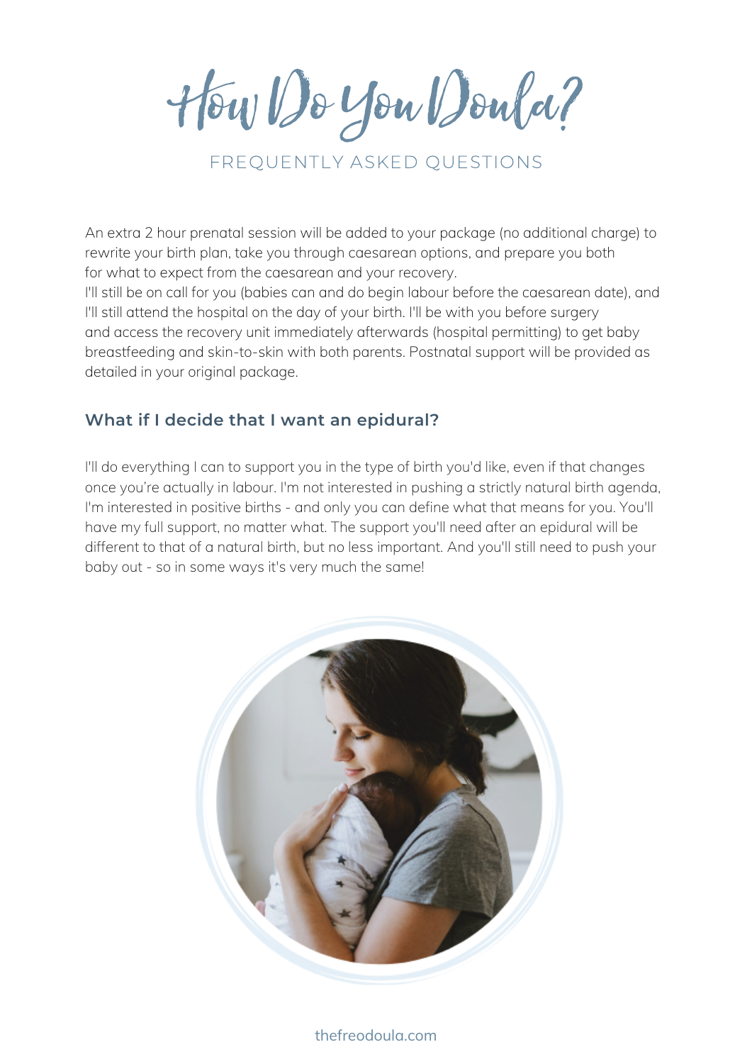# How Do You Doula?

FREQUENTLY ASKED QUESTIONS

An extra 2 hour prenatal session will be added to your package (no additional charge) to rewrite your birth plan, take you through caesarean options, and prepare you both for what to expect from the caesarean and your recovery.
I'll still be on call for you (babies can and do begin labour before the caesarean date), and I'll still attend the hospital on the day of your birth. I'll be with you before surgery and access the recovery unit immediately afterwards (hospital permitting) to get baby breastfeeding and skin-to-skin with both parents. Postnatal support will be provided as detailed in your original package.

### What if I decide that I want an epidural?

I'll do everything I can to support you in the type of birth you'd like, even if that changes once you're actually in labour. I'm not interested in pushing a strictly natural birth agenda, I'm interested in positive births - and only you can define what that means for you. You'll have my full support, no matter what. The support you'll need after an epidural will be different to that of a natural birth, but no less important. And you'll still need to push your baby out - so in some ways it's very much the same!